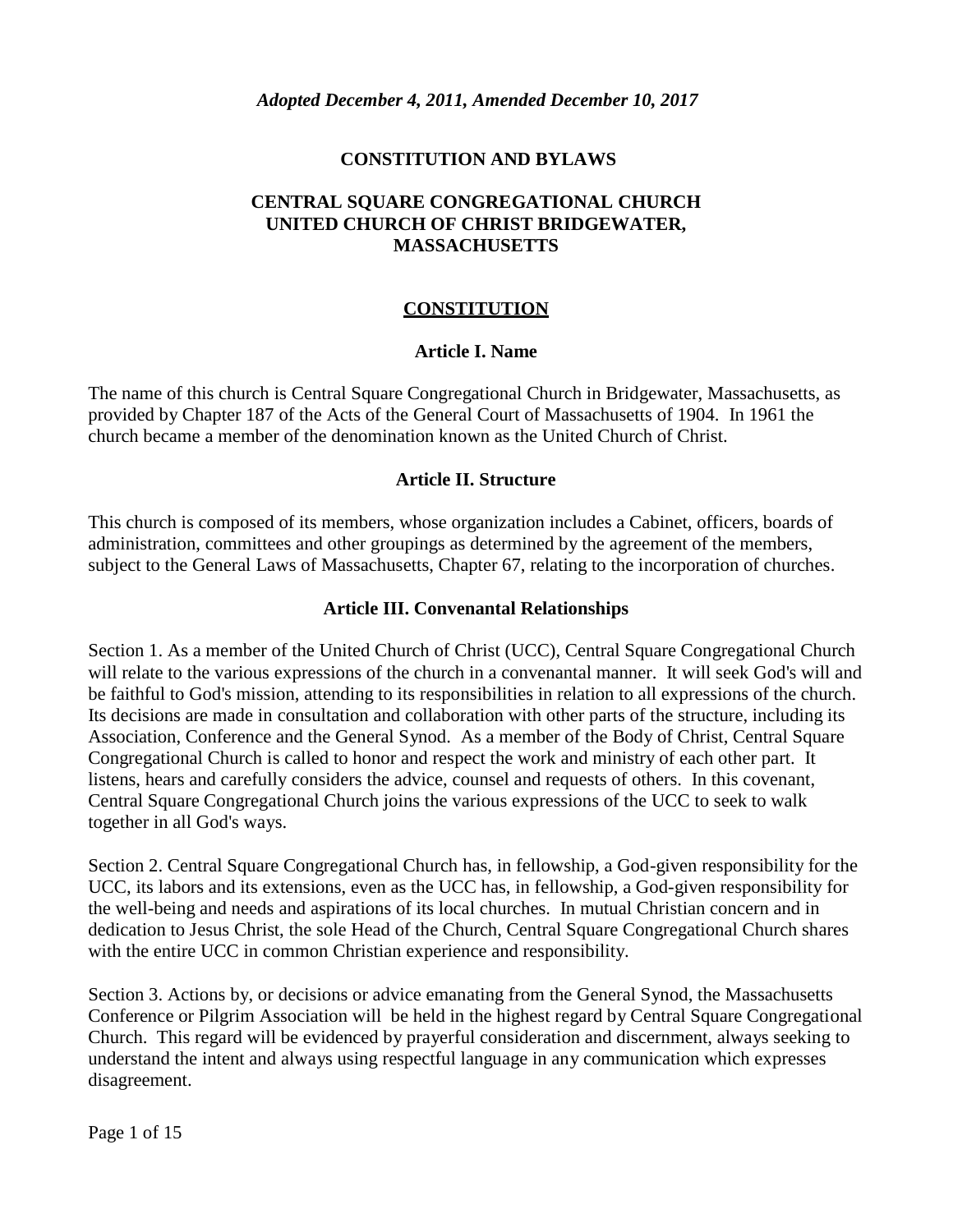*Adopted December 4, 2011, Amended December 10, 2017*

# CONSTITUTION AND BYLAWS

## CENTRAL SQUARE CONGREGATIONAL CHURCH UNITED CHURCH OF CHRIST BRIDGEWATER, MASSACHUSETTS

## CONSTITUTION

### Article I. Name

The name of this church is Central Square Congregational Church in Bridgewater, Massachusetts, as provided by Chapter 187 of the Acts of the General Court of Massachusetts of 1904. In 1961 the church became a member of the denomination known as the United Church of Christ.

### Article II. Structure

This church is composed of its members, whose organization includes a Cabinet, officers, boards of administration, committees and other groupings as determined by the agreement of the members, subject to the General Laws of Massachusetts, Chapter 67, relating to the incorporation of churches.

### Article III. Convenantal Relationships

Section 1. As a member of the United Church of Christ (UCC), Central Square Congregational Church will relate to the various expressions of the church in a convenantal manner. It will seek God's will and be faithful to God's mission, attending to its responsibilities in relation to all expressions of the church. Its decisions are made in consultation and collaboration with other parts of the structure, including its Association, Conference and the General Synod. As a member of the Body of Christ, Central Square Congregational Church is called to honor and respect the work and ministry of each other part. It listens, hears and carefully considers the advice, counsel and requests of others. In this covenant, Central Square Congregational Church joins the various expressions of the UCC to seek to walk together in all God's ways.

Section 2. Central Square Congregational Church has, in fellowship, a God-given responsibility for the UCC, its labors and its extensions, even as the UCC has, in fellowship, a God-given responsibility for the well-being and needs and aspirations of its local churches. In mutual Christian concern and in dedication to Jesus Christ, the sole Head of the Church, Central Square Congregational Church shares with the entire UCC in common Christian experience and responsibility.

Section 3. Actions by, or decisions or advice emanating from the General Synod, the Massachusetts Conference or Pilgrim Association will be held in the highest regard by Central Square Congregational Church. This regard will be evidenced by prayerful consideration and discernment, always seeking to understand the intent and always using respectful language in any communication which expresses disagreement.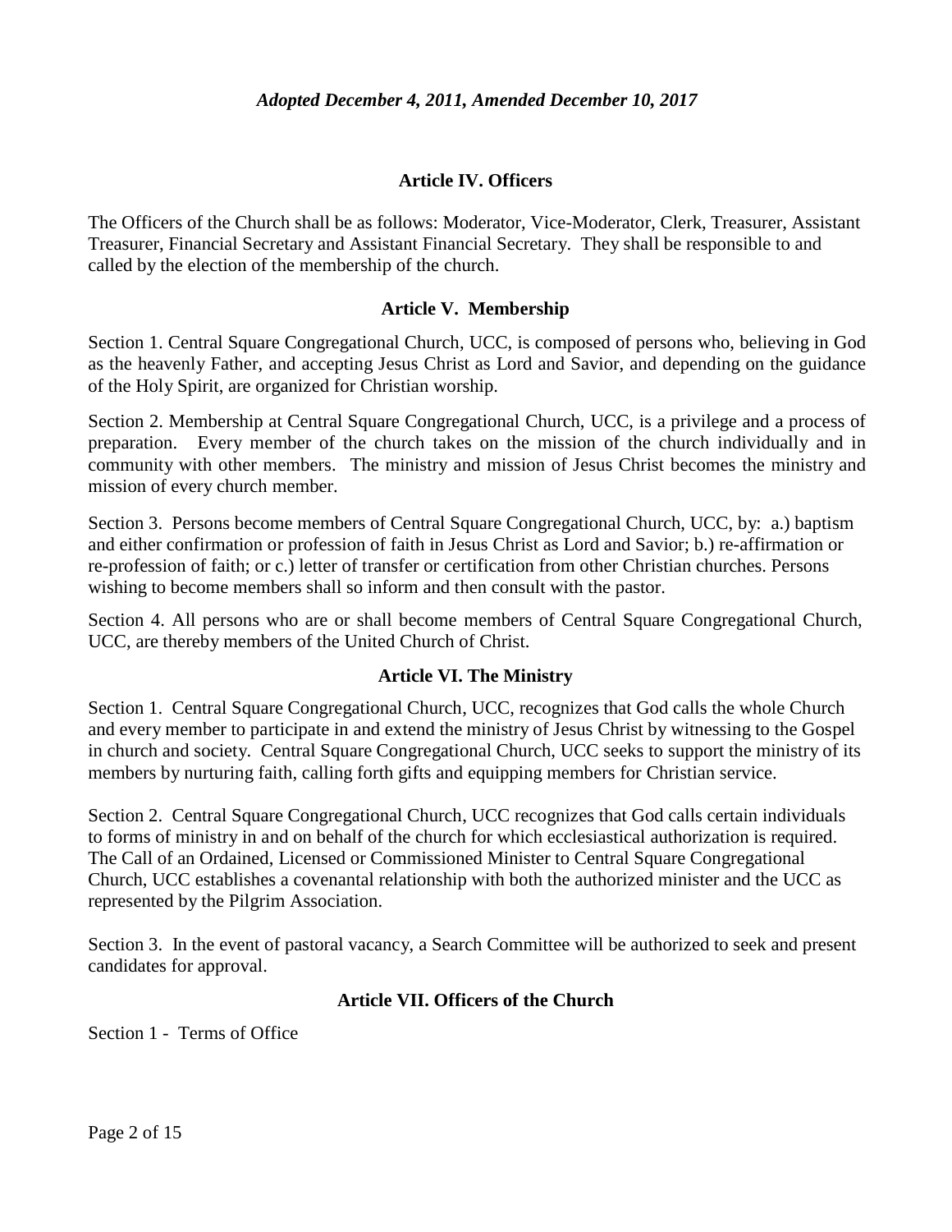*Adopted December 4, 2011, Amended December 10, 2017*

## Article IV. Officers

The Officers of the Church shall be as follows: Moderator, Vice-Moderator, Clerk, Treasurer, Assistant Treasurer, Financial Secretary and Assistant Financial Secretary. They shall be responsible to and called by the election of the membership of the church.

## Article V. Membership

Section 1. Central Square Congregational Church, UCC, is composed of persons who, believing in God as the heavenly Father, and accepting Jesus Christ as Lord and Savior, and depending on the guidance of the Holy Spirit, are organized for Christian worship.

Section 2. Membership at Central Square Congregational Church, UCC, is a privilege and a process of preparation. Every member of the church takes on the mission of the church individually and in community with other members. The ministry and mission of Jesus Christ becomes the ministry and mission of every church member.

Section 3. Persons become members of Central Square Congregational Church, UCC, by: a.) baptism and either confirmation or profession of faith in Jesus Christ as Lord and Savior; b.) re-affirmation or re-profession of faith; or c.) letter of transfer or certification from other Christian churches. Persons wishing to become members shall so inform and then consult with the pastor.

Section 4. All persons who are or shall become members of Central Square Congregational Church, UCC, are thereby members of the United Church of Christ.

## Article VI. The Ministry

Section 1. Central Square Congregational Church, UCC, recognizes that God calls the whole Church and every member to participate in and extend the ministry of Jesus Christ by witnessing to the Gospel in church and society. Central Square Congregational Church, UCC seeks to support the ministry of its members by nurturing faith, calling forth gifts and equipping members for Christian service.

Section 2. Central Square Congregational Church, UCC recognizes that God calls certain individuals to forms of ministry in and on behalf of the church for which ecclesiastical authorization is required. The Call of an Ordained, Licensed or Commissioned Minister to Central Square Congregational Church, UCC establishes a covenantal relationship with both the authorized minister and the UCC as represented by the Pilgrim Association.

Section 3. In the event of pastoral vacancy, a Search Committee will be authorized to seek and present candidates for approval.

## Article VII. Officers of the Church

Section 1 - Terms of Office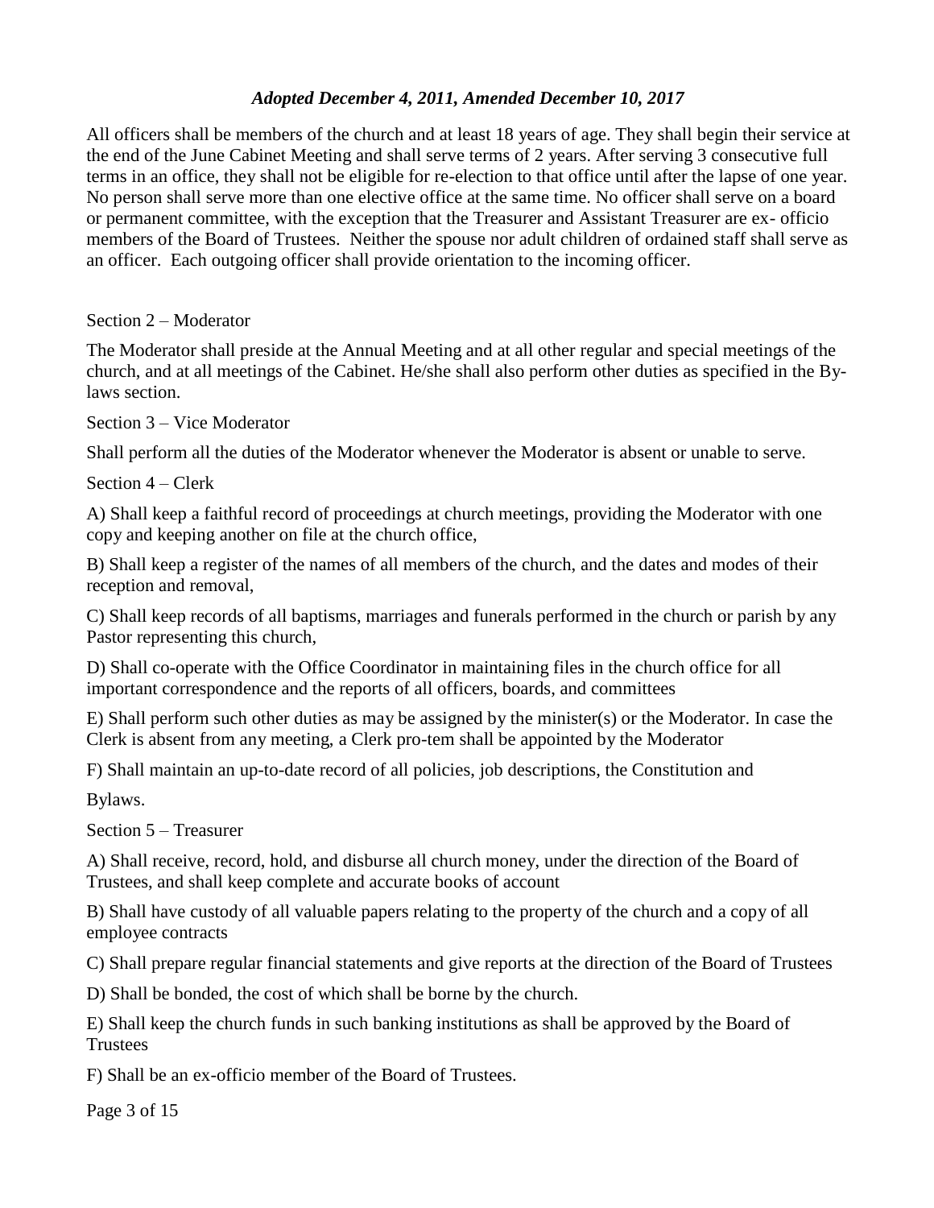*Adopted December 4, 2011, Amended December 10, 2017*

All officers shall be members of the church and at least 18 years of age. They shall begin their service at the end of the June Cabinet Meeting and shall serve terms of 2 years. After serving 3 consecutive full terms in an office, they shall not be eligible for re-election to that office until after the lapse of one year. No person shall serve more than one elective office at the same time. No officer shall serve on a board or permanent committee, with the exception that the Treasurer and Assistant Treasurer are ex- officio members of the Board of Trustees. Neither the spouse nor adult children of ordained staff shall serve as an officer. Each outgoing officer shall provide orientation to the incoming officer.

Section 2 – Moderator

The Moderator shall preside at the Annual Meeting and at all other regular and special meetings of the church, and at all meetings of the Cabinet. He/she shall also perform other duties as specified in the By-laws section.

Section 3 – Vice Moderator

Shall perform all the duties of the Moderator whenever the Moderator is absent or unable to serve.

Section 4 – Clerk

A) Shall keep a faithful record of proceedings at church meetings, providing the Moderator with one copy and keeping another on file at the church office,

B) Shall keep a register of the names of all members of the church, and the dates and modes of their reception and removal,

C) Shall keep records of all baptisms, marriages and funerals performed in the church or parish by any Pastor representing this church,

D) Shall co-operate with the Office Coordinator in maintaining files in the church office for all important correspondence and the reports of all officers, boards, and committees

E) Shall perform such other duties as may be assigned by the minister(s) or the Moderator. In case the Clerk is absent from any meeting, a Clerk pro-tem shall be appointed by the Moderator

F) Shall maintain an up-to-date record of all policies, job descriptions, the Constitution and Bylaws.

Section 5 – Treasurer

A) Shall receive, record, hold, and disburse all church money, under the direction of the Board of Trustees, and shall keep complete and accurate books of account

B) Shall have custody of all valuable papers relating to the property of the church and a copy of all employee contracts

C) Shall prepare regular financial statements and give reports at the direction of the Board of Trustees

D) Shall be bonded, the cost of which shall be borne by the church.

E) Shall keep the church funds in such banking institutions as shall be approved by the Board of Trustees

F) Shall be an ex-officio member of the Board of Trustees.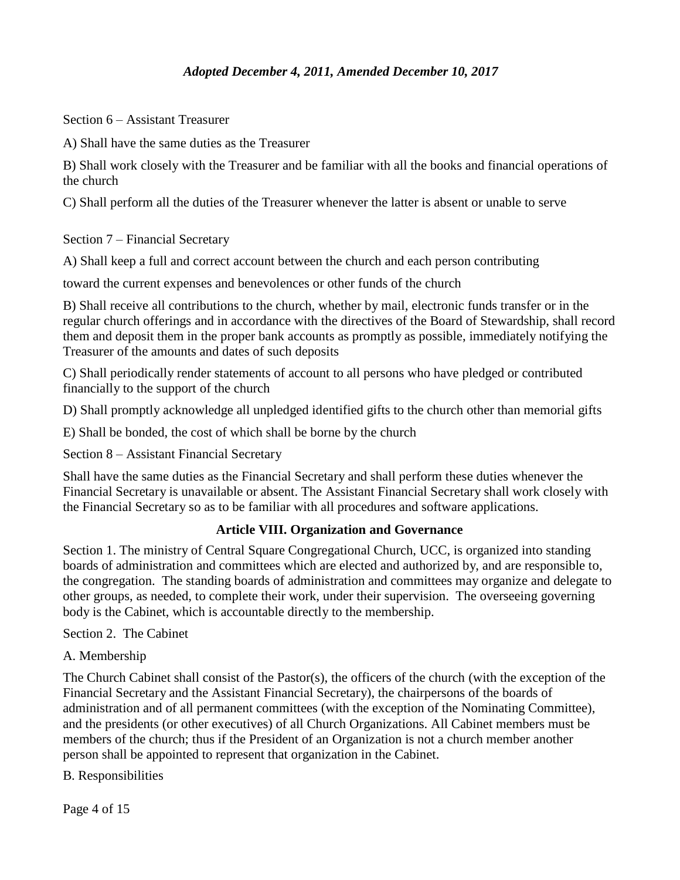Section 6 – Assistant Treasurer

A) Shall have the same duties as the Treasurer

B) Shall work closely with the Treasurer and be familiar with all the books and financial operations of the church

C) Shall perform all the duties of the Treasurer whenever the latter is absent or unable to serve

Section 7 – Financial Secretary

A) Shall keep a full and correct account between the church and each person contributing

toward the current expenses and benevolences or other funds of the church

B) Shall receive all contributions to the church, whether by mail, electronic funds transfer or in the regular church offerings and in accordance with the directives of the Board of Stewardship, shall record them and deposit them in the proper bank accounts as promptly as possible, immediately notifying the Treasurer of the amounts and dates of such deposits

C) Shall periodically render statements of account to all persons who have pledged or contributed financially to the support of the church

D) Shall promptly acknowledge all unpledged identified gifts to the church other than memorial gifts

E) Shall be bonded, the cost of which shall be borne by the church

Section 8 – Assistant Financial Secretary

Shall have the same duties as the Financial Secretary and shall perform these duties whenever the Financial Secretary is unavailable or absent. The Assistant Financial Secretary shall work closely with the Financial Secretary so as to be familiar with all procedures and software applications.

## Article VIII. Organization and Governance

Section 1. The ministry of Central Square Congregational Church, UCC, is organized into standing boards of administration and committees which are elected and authorized by, and are responsible to, the congregation. The standing boards of administration and committees may organize and delegate to other groups, as needed, to complete their work, under their supervision. The overseeing governing body is the Cabinet, which is accountable directly to the membership.

Section 2. The Cabinet

A. Membership

The Church Cabinet shall consist of the Pastor(s), the officers of the church (with the exception of the Financial Secretary and the Assistant Financial Secretary), the chairpersons of the boards of administration and of all permanent committees (with the exception of the Nominating Committee), and the presidents (or other executives) of all Church Organizations. All Cabinet members must be members of the church; thus if the President of an Organization is not a church member another person shall be appointed to represent that organization in the Cabinet.

B. Responsibilities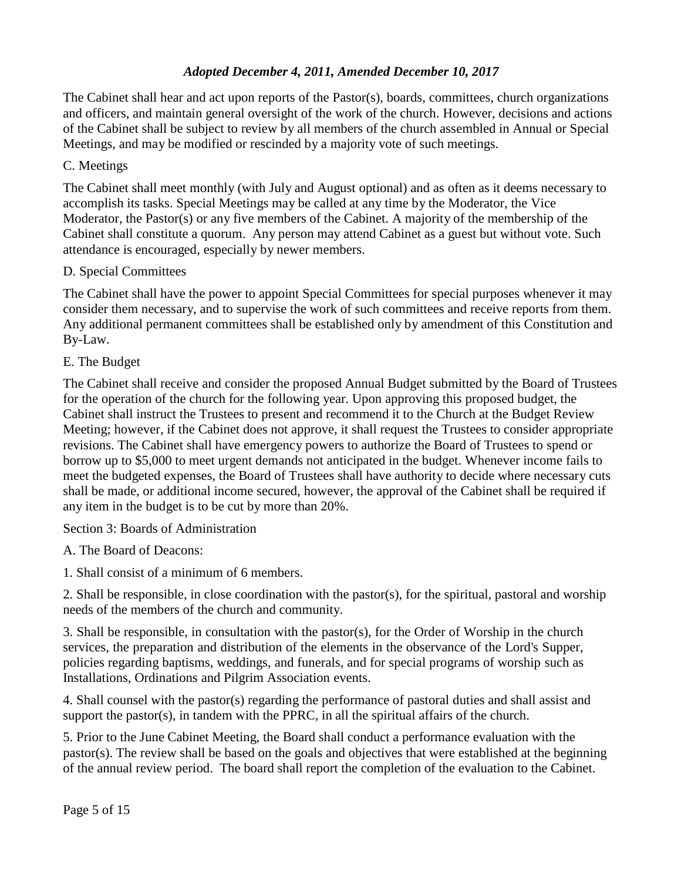The Cabinet shall hear and act upon reports of the Pastor(s), boards, committees, church organizations and officers, and maintain general oversight of the work of the church. However, decisions and actions of the Cabinet shall be subject to review by all members of the church assembled in Annual or Special Meetings, and may be modified or rescinded by a majority vote of such meetings.

C. Meetings

The Cabinet shall meet monthly (with July and August optional) and as often as it deems necessary to accomplish its tasks. Special Meetings may be called at any time by the Moderator, the Vice Moderator, the Pastor(s) or any five members of the Cabinet. A majority of the membership of the Cabinet shall constitute a quorum. Any person may attend Cabinet as a guest but without vote. Such attendance is encouraged, especially by newer members.

D. Special Committees

The Cabinet shall have the power to appoint Special Committees for special purposes whenever it may consider them necessary, and to supervise the work of such committees and receive reports from them. Any additional permanent committees shall be established only by amendment of this Constitution and By-Law.

E. The Budget

The Cabinet shall receive and consider the proposed Annual Budget submitted by the Board of Trustees for the operation of the church for the following year. Upon approving this proposed budget, the Cabinet shall instruct the Trustees to present and recommend it to the Church at the Budget Review Meeting; however, if the Cabinet does not approve, it shall request the Trustees to consider appropriate revisions. The Cabinet shall have emergency powers to authorize the Board of Trustees to spend or borrow up to $5,000 to meet urgent demands not anticipated in the budget. Whenever income fails to meet the budgeted expenses, the Board of Trustees shall have authority to decide where necessary cuts shall be made, or additional income secured, however, the approval of the Cabinet shall be required if any item in the budget is to be cut by more than 20%.

Section 3: Boards of Administration

A. The Board of Deacons:

1. Shall consist of a minimum of 6 members.

2. Shall be responsible, in close coordination with the pastor(s), for the spiritual, pastoral and worship needs of the members of the church and community.

3. Shall be responsible, in consultation with the pastor(s), for the Order of Worship in the church services, the preparation and distribution of the elements in the observance of the Lord's Supper, policies regarding baptisms, weddings, and funerals, and for special programs of worship such as Installations, Ordinations and Pilgrim Association events.

4. Shall counsel with the pastor(s) regarding the performance of pastoral duties and shall assist and support the pastor(s), in tandem with the PPRC, in all the spiritual affairs of the church.

5. Prior to the June Cabinet Meeting, the Board shall conduct a performance evaluation with the pastor(s). The review shall be based on the goals and objectives that were established at the beginning of the annual review period. The board shall report the completion of the evaluation to the Cabinet.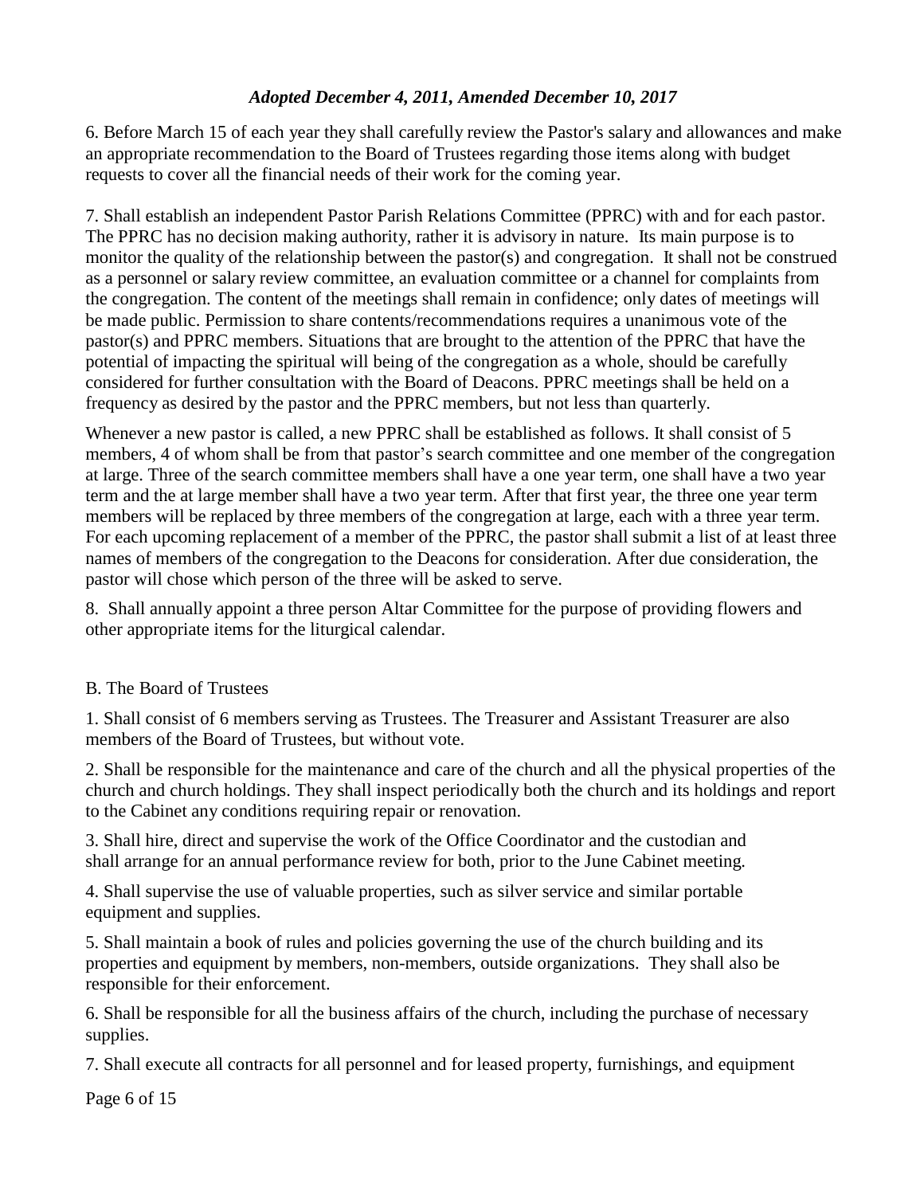6. Before March 15 of each year they shall carefully review the Pastor's salary and allowances and make an appropriate recommendation to the Board of Trustees regarding those items along with budget requests to cover all the financial needs of their work for the coming year.

7. Shall establish an independent Pastor Parish Relations Committee (PPRC) with and for each pastor. The PPRC has no decision making authority, rather it is advisory in nature. Its main purpose is to monitor the quality of the relationship between the pastor(s) and congregation. It shall not be construed as a personnel or salary review committee, an evaluation committee or a channel for complaints from the congregation. The content of the meetings shall remain in confidence; only dates of meetings will be made public. Permission to share contents/recommendations requires a unanimous vote of the pastor(s) and PPRC members. Situations that are brought to the attention of the PPRC that have the potential of impacting the spiritual will being of the congregation as a whole, should be carefully considered for further consultation with the Board of Deacons. PPRC meetings shall be held on a frequency as desired by the pastor and the PPRC members, but not less than quarterly.

Whenever a new pastor is called, a new PPRC shall be established as follows. It shall consist of 5 members, 4 of whom shall be from that pastor's search committee and one member of the congregation at large. Three of the search committee members shall have a one year term, one shall have a two year term and the at large member shall have a two year term. After that first year, the three one year term members will be replaced by three members of the congregation at large, each with a three year term. For each upcoming replacement of a member of the PPRC, the pastor shall submit a list of at least three names of members of the congregation to the Deacons for consideration. After due consideration, the pastor will chose which person of the three will be asked to serve.

8. Shall annually appoint a three person Altar Committee for the purpose of providing flowers and other appropriate items for the liturgical calendar.

B. The Board of Trustees

1. Shall consist of 6 members serving as Trustees. The Treasurer and Assistant Treasurer are also members of the Board of Trustees, but without vote.

2. Shall be responsible for the maintenance and care of the church and all the physical properties of the church and church holdings. They shall inspect periodically both the church and its holdings and report to the Cabinet any conditions requiring repair or renovation.

3. Shall hire, direct and supervise the work of the Office Coordinator and the custodian and shall arrange for an annual performance review for both, prior to the June Cabinet meeting.

4. Shall supervise the use of valuable properties, such as silver service and similar portable equipment and supplies.

5. Shall maintain a book of rules and policies governing the use of the church building and its properties and equipment by members, non-members, outside organizations. They shall also be responsible for their enforcement.

6. Shall be responsible for all the business affairs of the church, including the purchase of necessary supplies.

7. Shall execute all contracts for all personnel and for leased property, furnishings, and equipment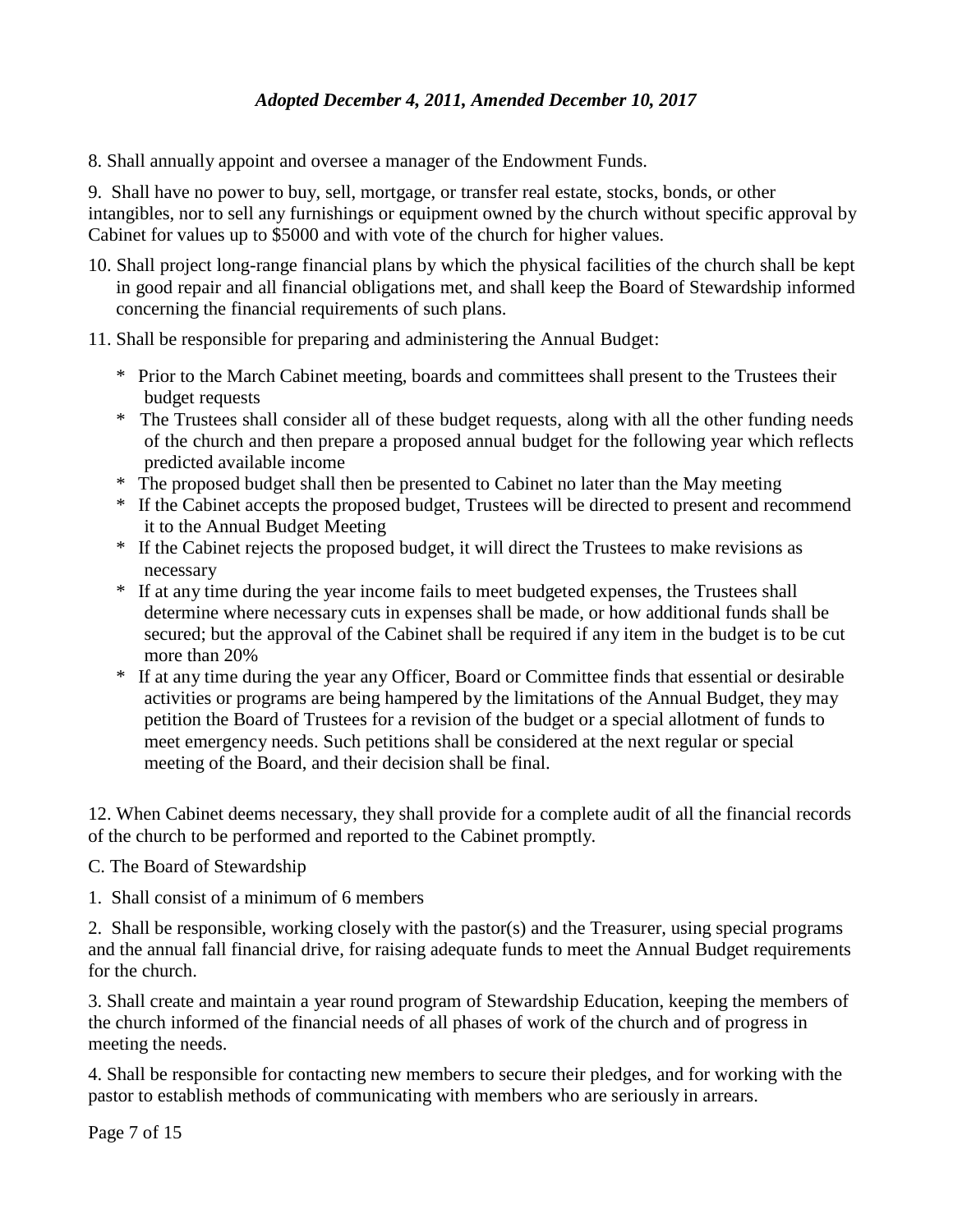8. Shall annually appoint and oversee a manager of the Endowment Funds.

9. Shall have no power to buy, sell, mortgage, or transfer real estate, stocks, bonds, or other intangibles, nor to sell any furnishings or equipment owned by the church without specific approval by Cabinet for values up to $5000 and with vote of the church for higher values.

10. Shall project long-range financial plans by which the physical facilities of the church shall be kept in good repair and all financial obligations met, and shall keep the Board of Stewardship informed concerning the financial requirements of such plans.

11. Shall be responsible for preparing and administering the Annual Budget:

   * Prior to the March Cabinet meeting, boards and committees shall present to the Trustees their budget requests
   * The Trustees shall consider all of these budget requests, along with all the other funding needs of the church and then prepare a proposed annual budget for the following year which reflects predicted available income
   * The proposed budget shall then be presented to Cabinet no later than the May meeting
   * If the Cabinet accepts the proposed budget, Trustees will be directed to present and recommend it to the Annual Budget Meeting
   * If the Cabinet rejects the proposed budget, it will direct the Trustees to make revisions as necessary
   * If at any time during the year income fails to meet budgeted expenses, the Trustees shall determine where necessary cuts in expenses shall be made, or how additional funds shall be secured; but the approval of the Cabinet shall be required if any item in the budget is to be cut more than 20%
   * If at any time during the year any Officer, Board or Committee finds that essential or desirable activities or programs are being hampered by the limitations of the Annual Budget, they may petition the Board of Trustees for a revision of the budget or a special allotment of funds to meet emergency needs. Such petitions shall be considered at the next regular or special meeting of the Board, and their decision shall be final.

12. When Cabinet deems necessary, they shall provide for a complete audit of all the financial records of the church to be performed and reported to the Cabinet promptly.

C. The Board of Stewardship

1. Shall consist of a minimum of 6 members

2. Shall be responsible, working closely with the pastor(s) and the Treasurer, using special programs and the annual fall financial drive, for raising adequate funds to meet the Annual Budget requirements for the church.

3. Shall create and maintain a year round program of Stewardship Education, keeping the members of the church informed of the financial needs of all phases of work of the church and of progress in meeting the needs.

4. Shall be responsible for contacting new members to secure their pledges, and for working with the pastor to establish methods of communicating with members who are seriously in arrears.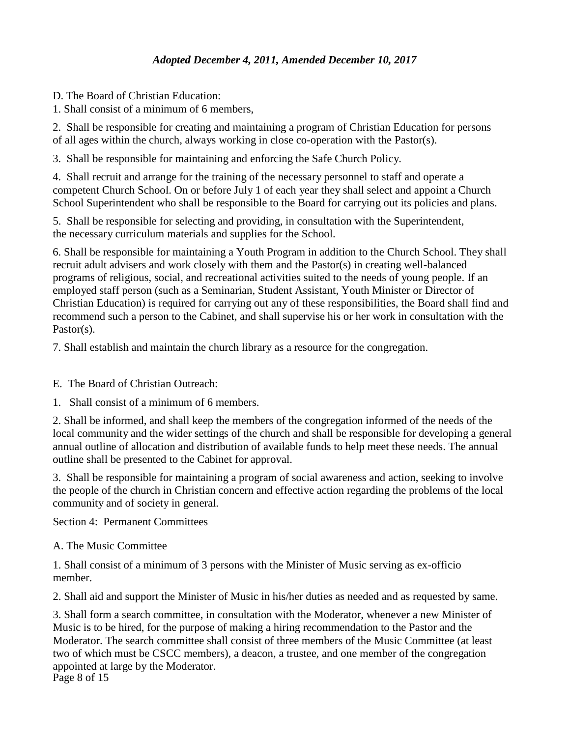D. The Board of Christian Education:

1. Shall consist of a minimum of 6 members,

2. Shall be responsible for creating and maintaining a program of Christian Education for persons of all ages within the church, always working in close co-operation with the Pastor(s).

3. Shall be responsible for maintaining and enforcing the Safe Church Policy.

4. Shall recruit and arrange for the training of the necessary personnel to staff and operate a competent Church School. On or before July 1 of each year they shall select and appoint a Church School Superintendent who shall be responsible to the Board for carrying out its policies and plans.

5. Shall be responsible for selecting and providing, in consultation with the Superintendent, the necessary curriculum materials and supplies for the School.

6. Shall be responsible for maintaining a Youth Program in addition to the Church School. They shall recruit adult advisers and work closely with them and the Pastor(s) in creating well-balanced programs of religious, social, and recreational activities suited to the needs of young people. If an employed staff person (such as a Seminarian, Student Assistant, Youth Minister or Director of Christian Education) is required for carrying out any of these responsibilities, the Board shall find and recommend such a person to the Cabinet, and shall supervise his or her work in consultation with the Pastor(s).

7. Shall establish and maintain the church library as a resource for the congregation.

E. The Board of Christian Outreach:

1. Shall consist of a minimum of 6 members.

2. Shall be informed, and shall keep the members of the congregation informed of the needs of the local community and the wider settings of the church and shall be responsible for developing a general annual outline of allocation and distribution of available funds to help meet these needs. The annual outline shall be presented to the Cabinet for approval.

3. Shall be responsible for maintaining a program of social awareness and action, seeking to involve the people of the church in Christian concern and effective action regarding the problems of the local community and of society in general.

Section 4: Permanent Committees

A. The Music Committee

1. Shall consist of a minimum of 3 persons with the Minister of Music serving as ex-officio member.

2. Shall aid and support the Minister of Music in his/her duties as needed and as requested by same.

3. Shall form a search committee, in consultation with the Moderator, whenever a new Minister of Music is to be hired, for the purpose of making a hiring recommendation to the Pastor and the Moderator. The search committee shall consist of three members of the Music Committee (at least two of which must be CSCC members), a deacon, a trustee, and one member of the congregation appointed at large by the Moderator.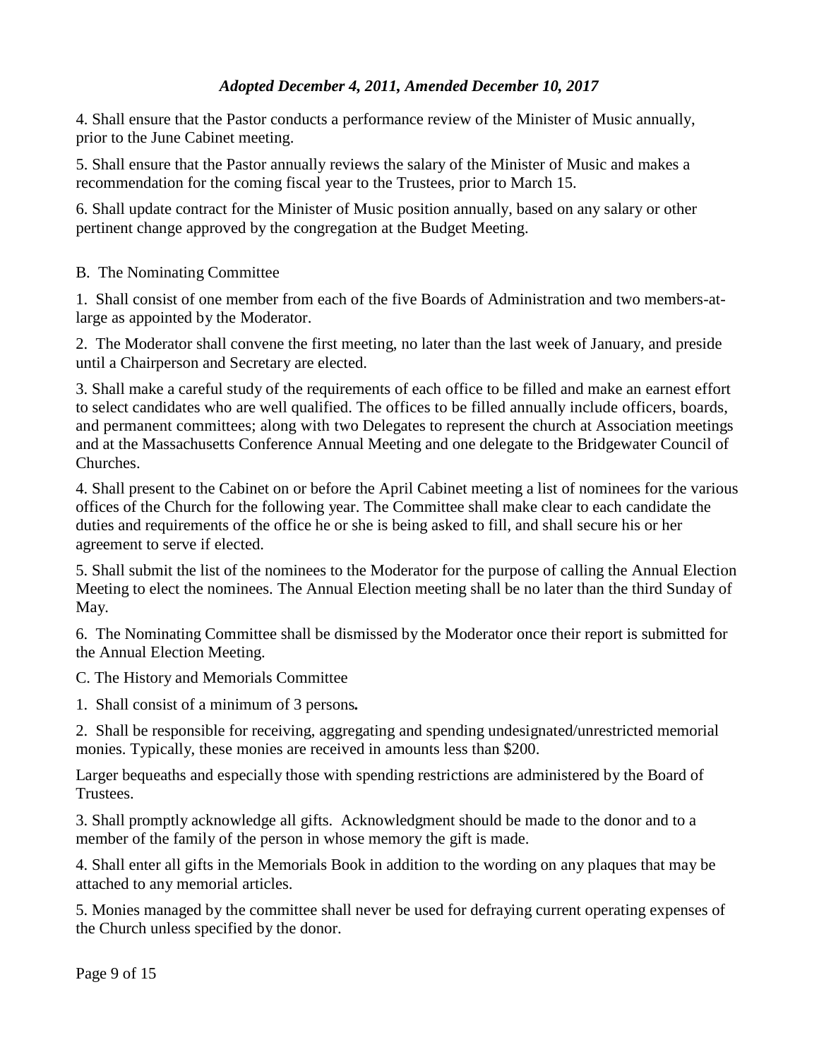4. Shall ensure that the Pastor conducts a performance review of the Minister of Music annually, prior to the June Cabinet meeting.

5. Shall ensure that the Pastor annually reviews the salary of the Minister of Music and makes a recommendation for the coming fiscal year to the Trustees, prior to March 15.

6. Shall update contract for the Minister of Music position annually, based on any salary or other pertinent change approved by the congregation at the Budget Meeting.

B. The Nominating Committee

1. Shall consist of one member from each of the five Boards of Administration and two members-at-large as appointed by the Moderator.

2. The Moderator shall convene the first meeting, no later than the last week of January, and preside until a Chairperson and Secretary are elected.

3. Shall make a careful study of the requirements of each office to be filled and make an earnest effort to select candidates who are well qualified. The offices to be filled annually include officers, boards, and permanent committees; along with two Delegates to represent the church at Association meetings and at the Massachusetts Conference Annual Meeting and one delegate to the Bridgewater Council of Churches.

4. Shall present to the Cabinet on or before the April Cabinet meeting a list of nominees for the various offices of the Church for the following year. The Committee shall make clear to each candidate the duties and requirements of the office he or she is being asked to fill, and shall secure his or her agreement to serve if elected.

5. Shall submit the list of the nominees to the Moderator for the purpose of calling the Annual Election Meeting to elect the nominees. The Annual Election meeting shall be no later than the third Sunday of May.

6. The Nominating Committee shall be dismissed by the Moderator once their report is submitted for the Annual Election Meeting.

C. The History and Memorials Committee

1. Shall consist of a minimum of 3 persons**.**

2. Shall be responsible for receiving, aggregating and spending undesignated/unrestricted memorial monies. Typically, these monies are received in amounts less than $200.

Larger bequeaths and especially those with spending restrictions are administered by the Board of Trustees.

3. Shall promptly acknowledge all gifts. Acknowledgment should be made to the donor and to a member of the family of the person in whose memory the gift is made.

4. Shall enter all gifts in the Memorials Book in addition to the wording on any plaques that may be attached to any memorial articles.

5. Monies managed by the committee shall never be used for defraying current operating expenses of the Church unless specified by the donor.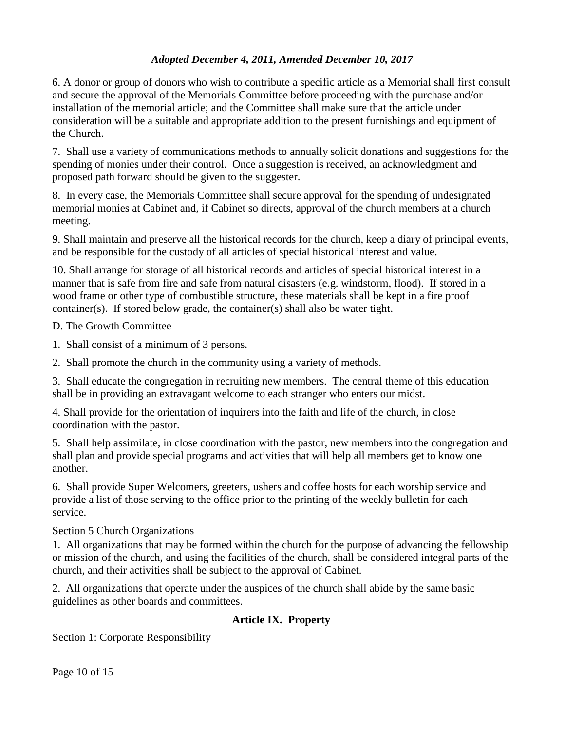6. A donor or group of donors who wish to contribute a specific article as a Memorial shall first consult and secure the approval of the Memorials Committee before proceeding with the purchase and/or installation of the memorial article; and the Committee shall make sure that the article under consideration will be a suitable and appropriate addition to the present furnishings and equipment of the Church.

7. Shall use a variety of communications methods to annually solicit donations and suggestions for the spending of monies under their control. Once a suggestion is received, an acknowledgment and proposed path forward should be given to the suggester.

8. In every case, the Memorials Committee shall secure approval for the spending of undesignated memorial monies at Cabinet and, if Cabinet so directs, approval of the church members at a church meeting.

9. Shall maintain and preserve all the historical records for the church, keep a diary of principal events, and be responsible for the custody of all articles of special historical interest and value.

10. Shall arrange for storage of all historical records and articles of special historical interest in a manner that is safe from fire and safe from natural disasters (e.g. windstorm, flood). If stored in a wood frame or other type of combustible structure, these materials shall be kept in a fire proof container(s). If stored below grade, the container(s) shall also be water tight.

D. The Growth Committee

1. Shall consist of a minimum of 3 persons.

2. Shall promote the church in the community using a variety of methods.

3. Shall educate the congregation in recruiting new members. The central theme of this education shall be in providing an extravagant welcome to each stranger who enters our midst.

4. Shall provide for the orientation of inquirers into the faith and life of the church, in close coordination with the pastor.

5. Shall help assimilate, in close coordination with the pastor, new members into the congregation and shall plan and provide special programs and activities that will help all members get to know one another.

6. Shall provide Super Welcomers, greeters, ushers and coffee hosts for each worship service and provide a list of those serving to the office prior to the printing of the weekly bulletin for each service.

Section 5 Church Organizations

1. All organizations that may be formed within the church for the purpose of advancing the fellowship or mission of the church, and using the facilities of the church, shall be considered integral parts of the church, and their activities shall be subject to the approval of Cabinet.

2. All organizations that operate under the auspices of the church shall abide by the same basic guidelines as other boards and committees.

## Article IX. Property

Section 1: Corporate Responsibility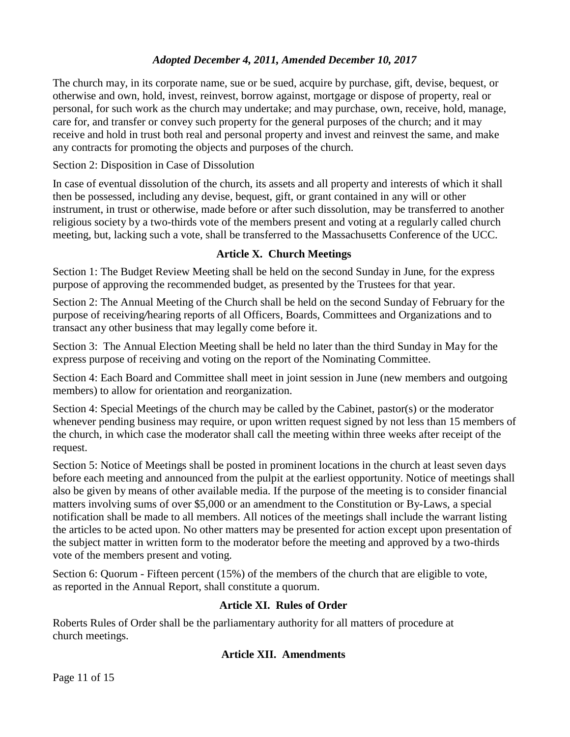The church may, in its corporate name, sue or be sued, acquire by purchase, gift, devise, bequest, or otherwise and own, hold, invest, reinvest, borrow against, mortgage or dispose of property, real or personal, for such work as the church may undertake; and may purchase, own, receive, hold, manage, care for, and transfer or convey such property for the general purposes of the church; and it may receive and hold in trust both real and personal property and invest and reinvest the same, and make any contracts for promoting the objects and purposes of the church.

Section 2: Disposition in Case of Dissolution

In case of eventual dissolution of the church, its assets and all property and interests of which it shall then be possessed, including any devise, bequest, gift, or grant contained in any will or other instrument, in trust or otherwise, made before or after such dissolution, may be transferred to another religious society by a two-thirds vote of the members present and voting at a regularly called church meeting, but, lacking such a vote, shall be transferred to the Massachusetts Conference of the UCC.

## Article X. Church Meetings

Section 1: The Budget Review Meeting shall be held on the second Sunday in June, for the express purpose of approving the recommended budget, as presented by the Trustees for that year.

Section 2: The Annual Meeting of the Church shall be held on the second Sunday of February for the purpose of receiving/hearing reports of all Officers, Boards, Committees and Organizations and to transact any other business that may legally come before it.

Section 3: The Annual Election Meeting shall be held no later than the third Sunday in May for the express purpose of receiving and voting on the report of the Nominating Committee.

Section 4: Each Board and Committee shall meet in joint session in June (new members and outgoing members) to allow for orientation and reorganization.

Section 4: Special Meetings of the church may be called by the Cabinet, pastor(s) or the moderator whenever pending business may require, or upon written request signed by not less than 15 members of the church, in which case the moderator shall call the meeting within three weeks after receipt of the request.

Section 5: Notice of Meetings shall be posted in prominent locations in the church at least seven days before each meeting and announced from the pulpit at the earliest opportunity. Notice of meetings shall also be given by means of other available media. If the purpose of the meeting is to consider financial matters involving sums of over $5,000 or an amendment to the Constitution or By-Laws, a special notification shall be made to all members. All notices of the meetings shall include the warrant listing the articles to be acted upon. No other matters may be presented for action except upon presentation of the subject matter in written form to the moderator before the meeting and approved by a two-thirds vote of the members present and voting.

Section 6: Quorum - Fifteen percent (15%) of the members of the church that are eligible to vote, as reported in the Annual Report, shall constitute a quorum.

## Article XI. Rules of Order

Roberts Rules of Order shall be the parliamentary authority for all matters of procedure at church meetings.

## Article XII. Amendments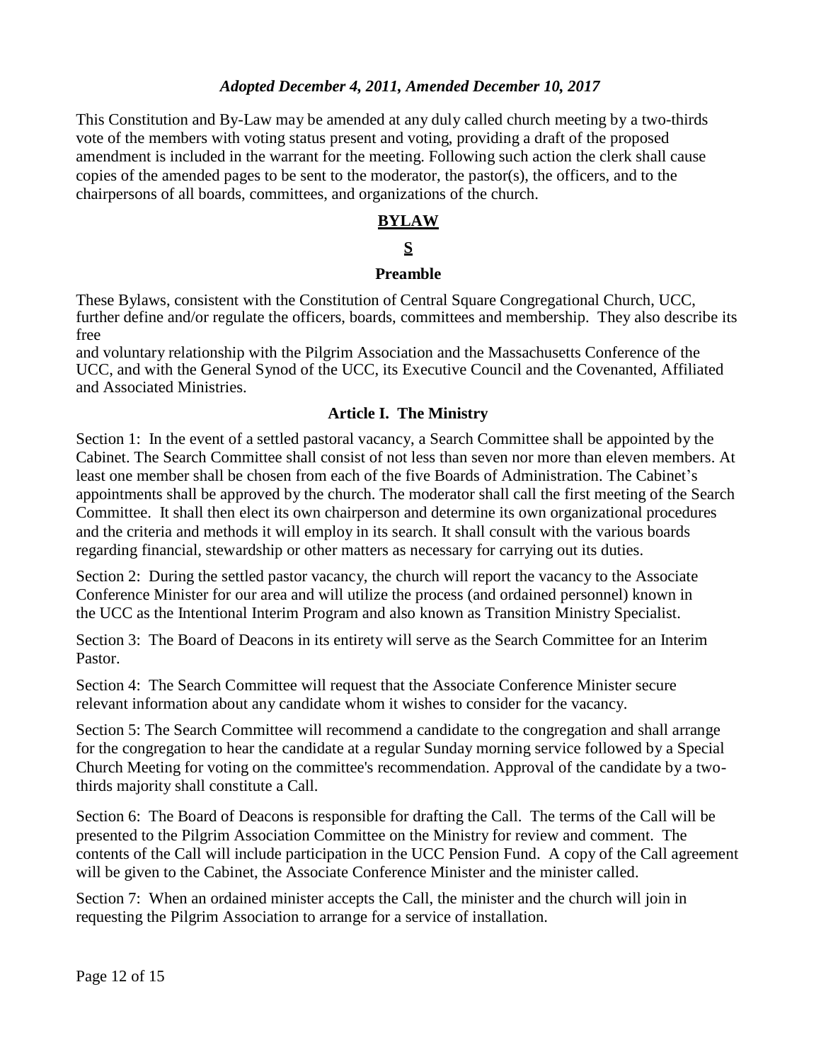*Adopted December 4, 2011, Amended December 10, 2017*

This Constitution and By-Law may be amended at any duly called church meeting by a two-thirds vote of the members with voting status present and voting, providing a draft of the proposed amendment is included in the warrant for the meeting. Following such action the clerk shall cause copies of the amended pages to be sent to the moderator, the pastor(s), the officers, and to the chairpersons of all boards, committees, and organizations of the church.

## BYLAWS

### Preamble

These Bylaws, consistent with the Constitution of Central Square Congregational Church, UCC, further define and/or regulate the officers, boards, committees and membership. They also describe its free and voluntary relationship with the Pilgrim Association and the Massachusetts Conference of the UCC, and with the General Synod of the UCC, its Executive Council and the Covenanted, Affiliated and Associated Ministries.

### Article I. The Ministry

Section 1: In the event of a settled pastoral vacancy, a Search Committee shall be appointed by the Cabinet. The Search Committee shall consist of not less than seven nor more than eleven members. At least one member shall be chosen from each of the five Boards of Administration. The Cabinet's appointments shall be approved by the church. The moderator shall call the first meeting of the Search Committee. It shall then elect its own chairperson and determine its own organizational procedures and the criteria and methods it will employ in its search. It shall consult with the various boards regarding financial, stewardship or other matters as necessary for carrying out its duties.

Section 2: During the settled pastor vacancy, the church will report the vacancy to the Associate Conference Minister for our area and will utilize the process (and ordained personnel) known in the UCC as the Intentional Interim Program and also known as Transition Ministry Specialist.

Section 3: The Board of Deacons in its entirety will serve as the Search Committee for an Interim Pastor.

Section 4: The Search Committee will request that the Associate Conference Minister secure relevant information about any candidate whom it wishes to consider for the vacancy.

Section 5: The Search Committee will recommend a candidate to the congregation and shall arrange for the congregation to hear the candidate at a regular Sunday morning service followed by a Special Church Meeting for voting on the committee's recommendation. Approval of the candidate by a two-thirds majority shall constitute a Call.

Section 6: The Board of Deacons is responsible for drafting the Call. The terms of the Call will be presented to the Pilgrim Association Committee on the Ministry for review and comment. The contents of the Call will include participation in the UCC Pension Fund. A copy of the Call agreement will be given to the Cabinet, the Associate Conference Minister and the minister called.

Section 7: When an ordained minister accepts the Call, the minister and the church will join in requesting the Pilgrim Association to arrange for a service of installation.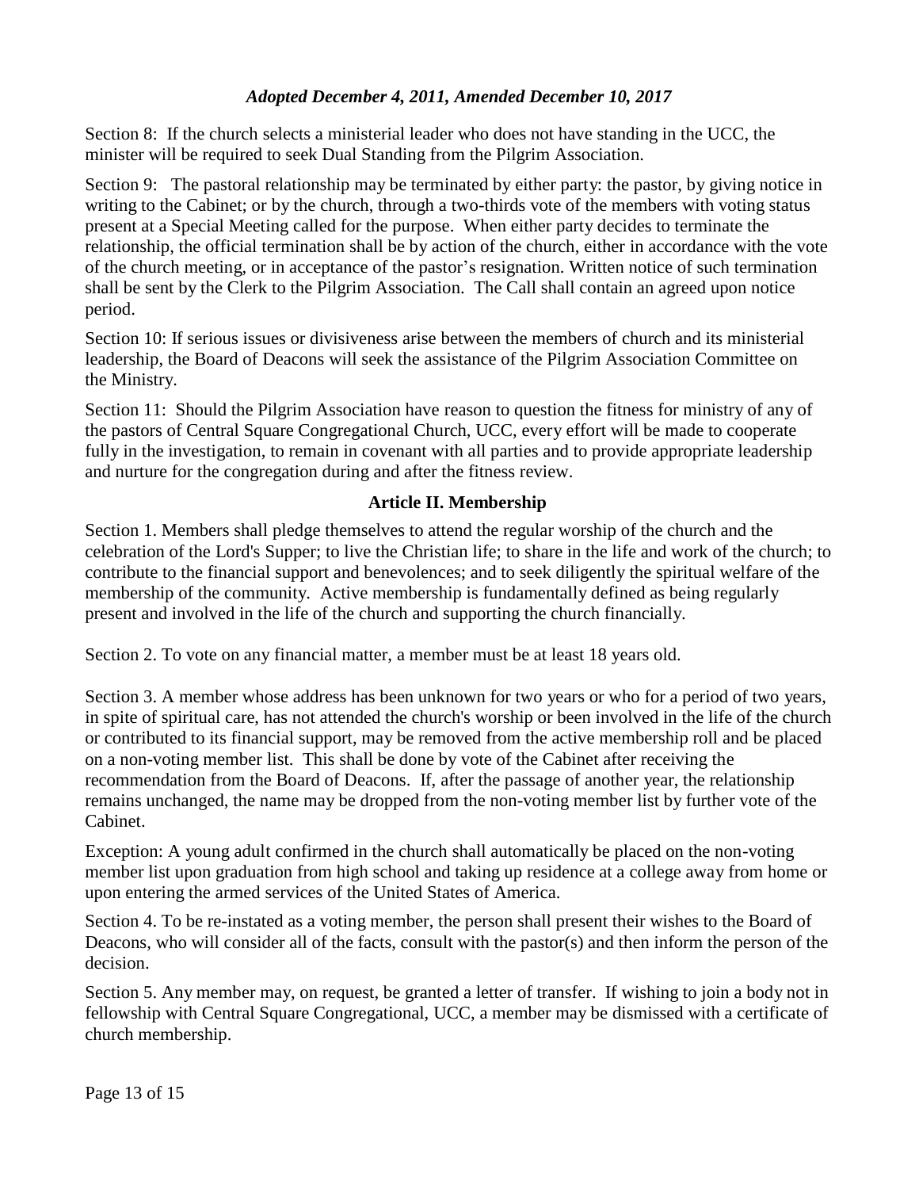*Adopted December 4, 2011, Amended December 10, 2017*

Section 8: If the church selects a ministerial leader who does not have standing in the UCC, the minister will be required to seek Dual Standing from the Pilgrim Association.

Section 9: The pastoral relationship may be terminated by either party: the pastor, by giving notice in writing to the Cabinet; or by the church, through a two-thirds vote of the members with voting status present at a Special Meeting called for the purpose. When either party decides to terminate the relationship, the official termination shall be by action of the church, either in accordance with the vote of the church meeting, or in acceptance of the pastor's resignation. Written notice of such termination shall be sent by the Clerk to the Pilgrim Association. The Call shall contain an agreed upon notice period.

Section 10: If serious issues or divisiveness arise between the members of church and its ministerial leadership, the Board of Deacons will seek the assistance of the Pilgrim Association Committee on the Ministry.

Section 11: Should the Pilgrim Association have reason to question the fitness for ministry of any of the pastors of Central Square Congregational Church, UCC, every effort will be made to cooperate fully in the investigation, to remain in covenant with all parties and to provide appropriate leadership and nurture for the congregation during and after the fitness review.

## Article II. Membership

Section 1. Members shall pledge themselves to attend the regular worship of the church and the celebration of the Lord's Supper; to live the Christian life; to share in the life and work of the church; to contribute to the financial support and benevolences; and to seek diligently the spiritual welfare of the membership of the community. Active membership is fundamentally defined as being regularly present and involved in the life of the church and supporting the church financially.

Section 2. To vote on any financial matter, a member must be at least 18 years old.

Section 3. A member whose address has been unknown for two years or who for a period of two years, in spite of spiritual care, has not attended the church's worship or been involved in the life of the church or contributed to its financial support, may be removed from the active membership roll and be placed on a non-voting member list. This shall be done by vote of the Cabinet after receiving the recommendation from the Board of Deacons. If, after the passage of another year, the relationship remains unchanged, the name may be dropped from the non-voting member list by further vote of the Cabinet.

Exception: A young adult confirmed in the church shall automatically be placed on the non-voting member list upon graduation from high school and taking up residence at a college away from home or upon entering the armed services of the United States of America.

Section 4. To be re-instated as a voting member, the person shall present their wishes to the Board of Deacons, who will consider all of the facts, consult with the pastor(s) and then inform the person of the decision.

Section 5. Any member may, on request, be granted a letter of transfer. If wishing to join a body not in fellowship with Central Square Congregational, UCC, a member may be dismissed with a certificate of church membership.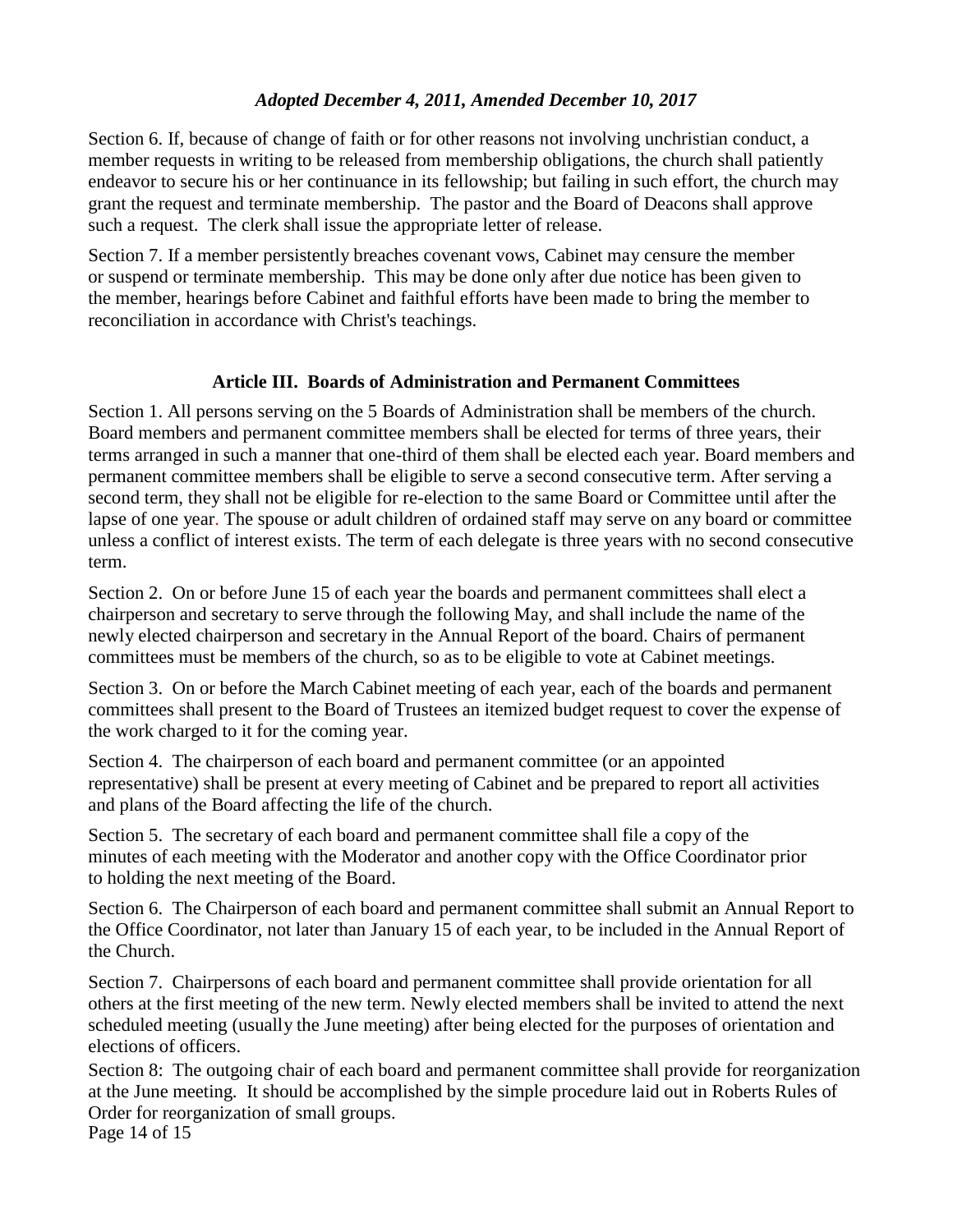Section 6. If, because of change of faith or for other reasons not involving unchristian conduct, a member requests in writing to be released from membership obligations, the church shall patiently endeavor to secure his or her continuance in its fellowship; but failing in such effort, the church may grant the request and terminate membership. The pastor and the Board of Deacons shall approve such a request. The clerk shall issue the appropriate letter of release.

Section 7. If a member persistently breaches covenant vows, Cabinet may censure the member or suspend or terminate membership. This may be done only after due notice has been given to the member, hearings before Cabinet and faithful efforts have been made to bring the member to reconciliation in accordance with Christ's teachings.

## Article III. Boards of Administration and Permanent Committees

Section 1. All persons serving on the 5 Boards of Administration shall be members of the church. Board members and permanent committee members shall be elected for terms of three years, their terms arranged in such a manner that one-third of them shall be elected each year. Board members and permanent committee members shall be eligible to serve a second consecutive term. After serving a second term, they shall not be eligible for re-election to the same Board or Committee until after the lapse of one year. The spouse or adult children of ordained staff may serve on any board or committee unless a conflict of interest exists. The term of each delegate is three years with no second consecutive term.

Section 2. On or before June 15 of each year the boards and permanent committees shall elect a chairperson and secretary to serve through the following May, and shall include the name of the newly elected chairperson and secretary in the Annual Report of the board. Chairs of permanent committees must be members of the church, so as to be eligible to vote at Cabinet meetings.

Section 3. On or before the March Cabinet meeting of each year, each of the boards and permanent committees shall present to the Board of Trustees an itemized budget request to cover the expense of the work charged to it for the coming year.

Section 4. The chairperson of each board and permanent committee (or an appointed representative) shall be present at every meeting of Cabinet and be prepared to report all activities and plans of the Board affecting the life of the church.

Section 5. The secretary of each board and permanent committee shall file a copy of the minutes of each meeting with the Moderator and another copy with the Office Coordinator prior to holding the next meeting of the Board.

Section 6. The Chairperson of each board and permanent committee shall submit an Annual Report to the Office Coordinator, not later than January 15 of each year, to be included in the Annual Report of the Church.

Section 7. Chairpersons of each board and permanent committee shall provide orientation for all others at the first meeting of the new term. Newly elected members shall be invited to attend the next scheduled meeting (usually the June meeting) after being elected for the purposes of orientation and elections of officers.

Section 8: The outgoing chair of each board and permanent committee shall provide for reorganization at the June meeting. It should be accomplished by the simple procedure laid out in Roberts Rules of Order for reorganization of small groups.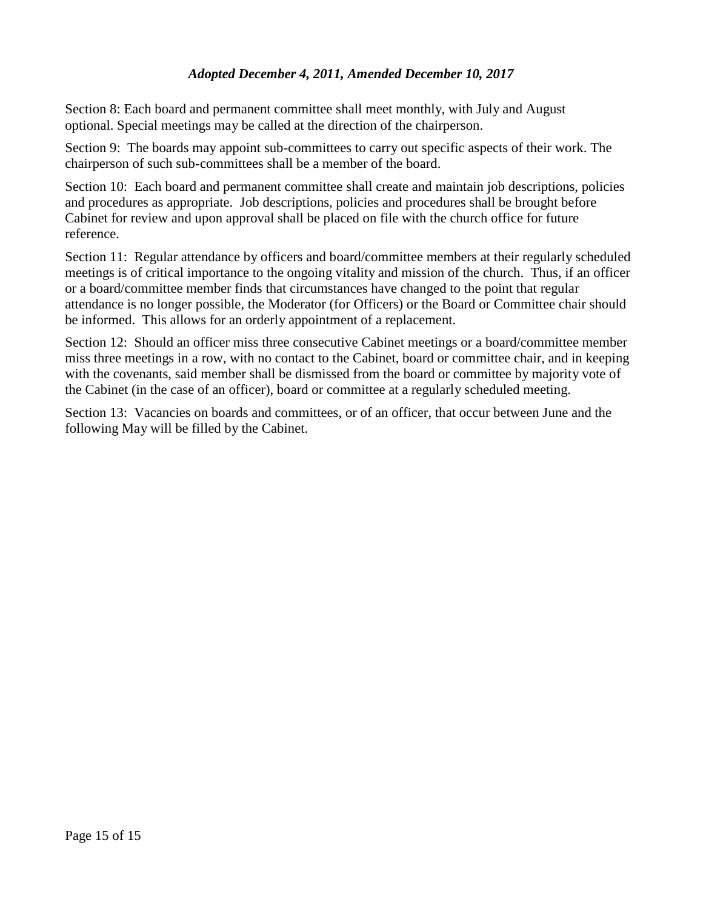Section 8: Each board and permanent committee shall meet monthly, with July and August optional. Special meetings may be called at the direction of the chairperson.

Section 9: The boards may appoint sub-committees to carry out specific aspects of their work. The chairperson of such sub-committees shall be a member of the board.

Section 10: Each board and permanent committee shall create and maintain job descriptions, policies and procedures as appropriate. Job descriptions, policies and procedures shall be brought before Cabinet for review and upon approval shall be placed on file with the church office for future reference.

Section 11: Regular attendance by officers and board/committee members at their regularly scheduled meetings is of critical importance to the ongoing vitality and mission of the church. Thus, if an officer or a board/committee member finds that circumstances have changed to the point that regular attendance is no longer possible, the Moderator (for Officers) or the Board or Committee chair should be informed. This allows for an orderly appointment of a replacement.

Section 12: Should an officer miss three consecutive Cabinet meetings or a board/committee member miss three meetings in a row, with no contact to the Cabinet, board or committee chair, and in keeping with the covenants, said member shall be dismissed from the board or committee by majority vote of the Cabinet (in the case of an officer), board or committee at a regularly scheduled meeting.

Section 13: Vacancies on boards and committees, or of an officer, that occur between June and the following May will be filled by the Cabinet.